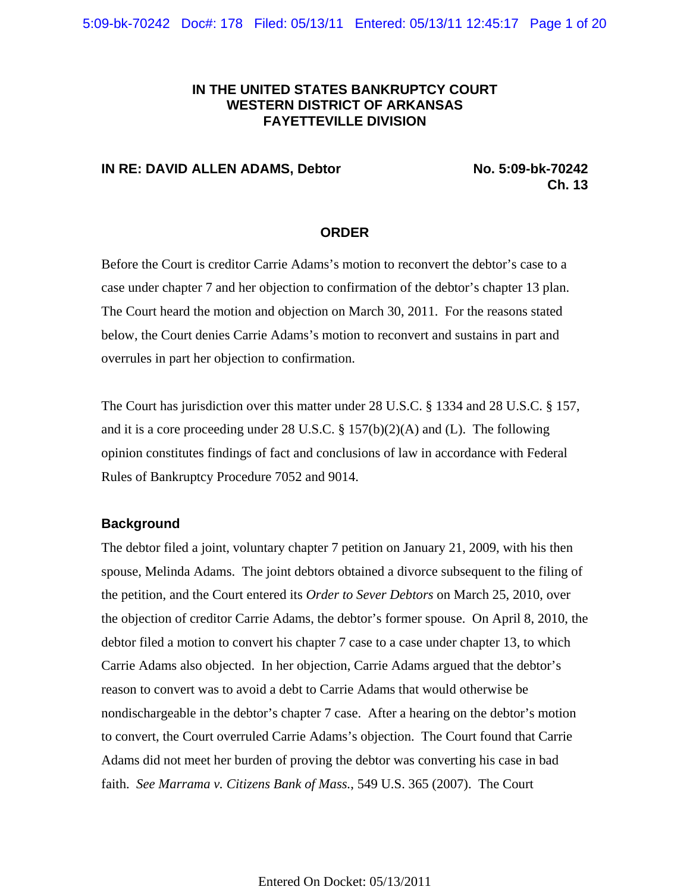# IN THE UNITED STATES BANKRUPTCY COURT
# WESTERN DISTRICT OF ARKANSAS
# FAYETTEVILLE DIVISION

**IN RE: DAVID ALLEN ADAMS, Debtor** **No. 5:09-bk-70242**
**Ch. 13**

## ORDER

Before the Court is creditor Carrie Adams's motion to reconvert the debtor's case to a case under chapter 7 and her objection to confirmation of the debtor's chapter 13 plan. The Court heard the motion and objection on March 30, 2011. For the reasons stated below, the Court denies Carrie Adams's motion to reconvert and sustains in part and overrules in part her objection to confirmation.

The Court has jurisdiction over this matter under 28 U.S.C. § 1334 and 28 U.S.C. § 157, and it is a core proceeding under 28 U.S.C. § 157(b)(2)(A) and (L). The following opinion constitutes findings of fact and conclusions of law in accordance with Federal Rules of Bankruptcy Procedure 7052 and 9014.

### Background

The debtor filed a joint, voluntary chapter 7 petition on January 21, 2009, with his then spouse, Melinda Adams. The joint debtors obtained a divorce subsequent to the filing of the petition, and the Court entered its *Order to Sever Debtors* on March 25, 2010, over the objection of creditor Carrie Adams, the debtor's former spouse. On April 8, 2010, the debtor filed a motion to convert his chapter 7 case to a case under chapter 13, to which Carrie Adams also objected. In her objection, Carrie Adams argued that the debtor's reason to convert was to avoid a debt to Carrie Adams that would otherwise be nondischargeable in the debtor's chapter 7 case. After a hearing on the debtor's motion to convert, the Court overruled Carrie Adams's objection. The Court found that Carrie Adams did not meet her burden of proving the debtor was converting his case in bad faith. *See Marrama v. Citizens Bank of Mass.*, 549 U.S. 365 (2007). The Court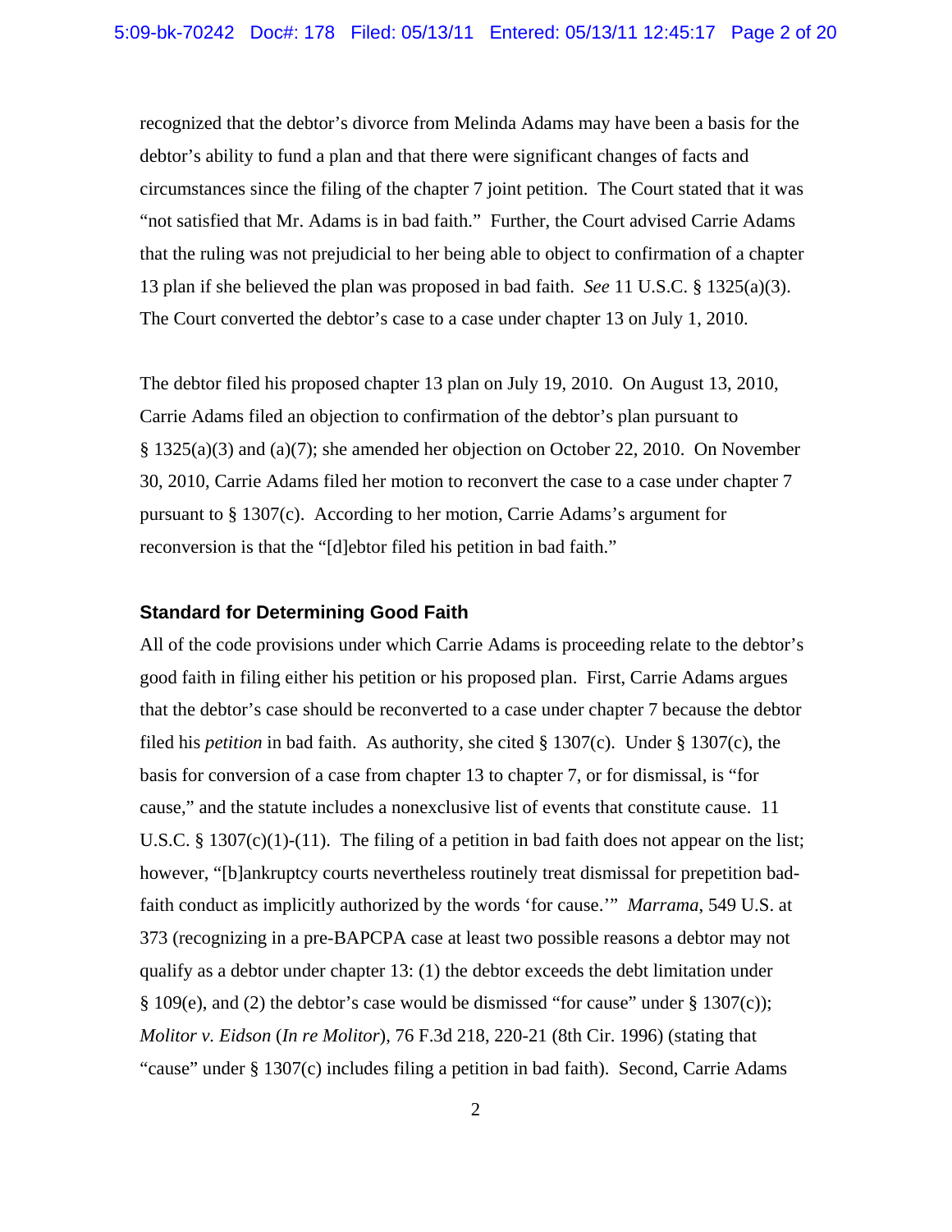recognized that the debtor's divorce from Melinda Adams may have been a basis for the debtor's ability to fund a plan and that there were significant changes of facts and circumstances since the filing of the chapter 7 joint petition. The Court stated that it was "not satisfied that Mr. Adams is in bad faith." Further, the Court advised Carrie Adams that the ruling was not prejudicial to her being able to object to confirmation of a chapter 13 plan if she believed the plan was proposed in bad faith. *See* 11 U.S.C. § 1325(a)(3). The Court converted the debtor's case to a case under chapter 13 on July 1, 2010.

The debtor filed his proposed chapter 13 plan on July 19, 2010. On August 13, 2010, Carrie Adams filed an objection to confirmation of the debtor's plan pursuant to § 1325(a)(3) and (a)(7); she amended her objection on October 22, 2010. On November 30, 2010, Carrie Adams filed her motion to reconvert the case to a case under chapter 7 pursuant to § 1307(c). According to her motion, Carrie Adams's argument for reconversion is that the "[d]ebtor filed his petition in bad faith."

## Standard for Determining Good Faith

All of the code provisions under which Carrie Adams is proceeding relate to the debtor's good faith in filing either his petition or his proposed plan. First, Carrie Adams argues that the debtor's case should be reconverted to a case under chapter 7 because the debtor filed his *petition* in bad faith. As authority, she cited § 1307(c). Under § 1307(c), the basis for conversion of a case from chapter 13 to chapter 7, or for dismissal, is "for cause," and the statute includes a nonexclusive list of events that constitute cause. 11 U.S.C. § 1307(c)(1)-(11). The filing of a petition in bad faith does not appear on the list; however, "[b]ankruptcy courts nevertheless routinely treat dismissal for prepetition bad-faith conduct as implicitly authorized by the words 'for cause.'" *Marrama*, 549 U.S. at 373 (recognizing in a pre-BAPCPA case at least two possible reasons a debtor may not qualify as a debtor under chapter 13: (1) the debtor exceeds the debt limitation under § 109(e), and (2) the debtor's case would be dismissed "for cause" under § 1307(c)); *Molitor v. Eidson* (*In re Molitor*), 76 F.3d 218, 220-21 (8th Cir. 1996) (stating that "cause" under § 1307(c) includes filing a petition in bad faith). Second, Carrie Adams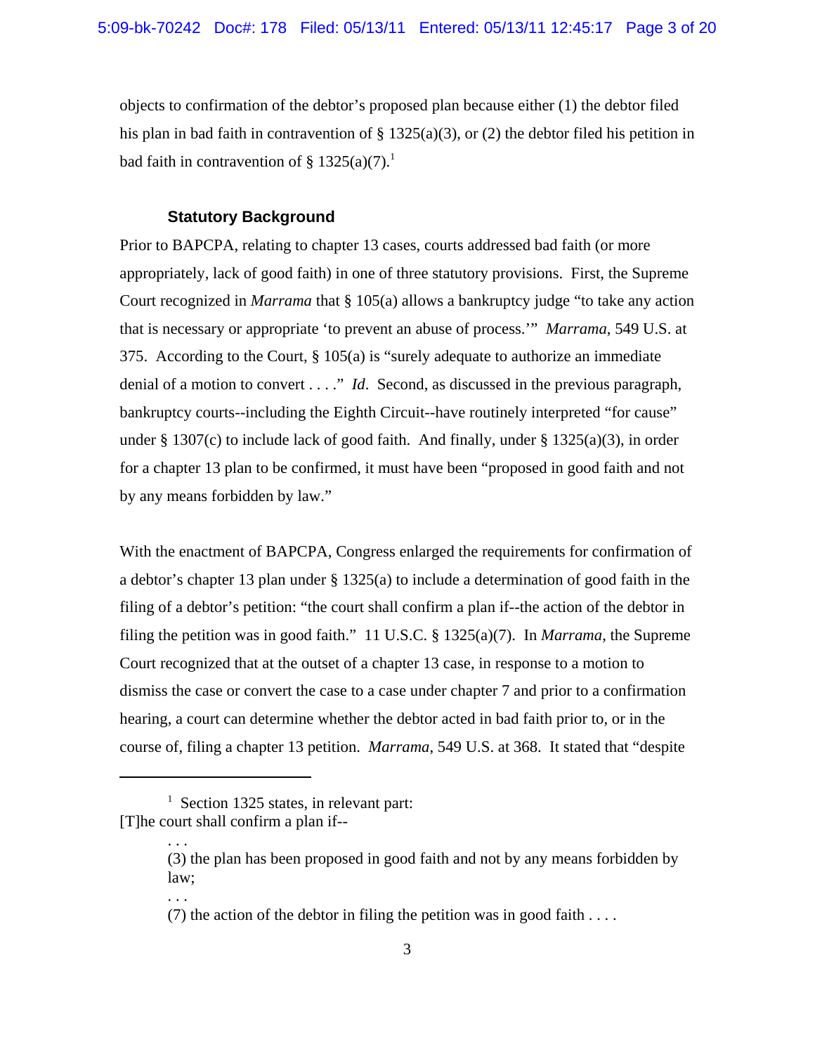objects to confirmation of the debtor's proposed plan because either (1) the debtor filed his plan in bad faith in contravention of § 1325(a)(3), or (2) the debtor filed his petition in bad faith in contravention of § 1325(a)(7).[1]

### Statutory Background

Prior to BAPCPA, relating to chapter 13 cases, courts addressed bad faith (or more appropriately, lack of good faith) in one of three statutory provisions. First, the Supreme Court recognized in *Marrama* that § 105(a) allows a bankruptcy judge "to take any action that is necessary or appropriate 'to prevent an abuse of process.'" *Marrama*, 549 U.S. at 375. According to the Court, § 105(a) is "surely adequate to authorize an immediate denial of a motion to convert . . . ." *Id*. Second, as discussed in the previous paragraph, bankruptcy courts--including the Eighth Circuit--have routinely interpreted "for cause" under § 1307(c) to include lack of good faith. And finally, under § 1325(a)(3), in order for a chapter 13 plan to be confirmed, it must have been "proposed in good faith and not by any means forbidden by law."

With the enactment of BAPCPA, Congress enlarged the requirements for confirmation of a debtor's chapter 13 plan under § 1325(a) to include a determination of good faith in the filing of a debtor's petition: "the court shall confirm a plan if--the action of the debtor in filing the petition was in good faith." 11 U.S.C. § 1325(a)(7). In *Marrama*, the Supreme Court recognized that at the outset of a chapter 13 case, in response to a motion to dismiss the case or convert the case to a case under chapter 7 and prior to a confirmation hearing, a court can determine whether the debtor acted in bad faith prior to, or in the course of, filing a chapter 13 petition. *Marrama*, 549 U.S. at 368. It stated that "despite

---

[1] Section 1325 states, in relevant part:
[T]he court shall confirm a plan if--

> . . .
>
> (3) the plan has been proposed in good faith and not by any means forbidden by law;
>
> . . .
>
> (7) the action of the debtor in filing the petition was in good faith . . . .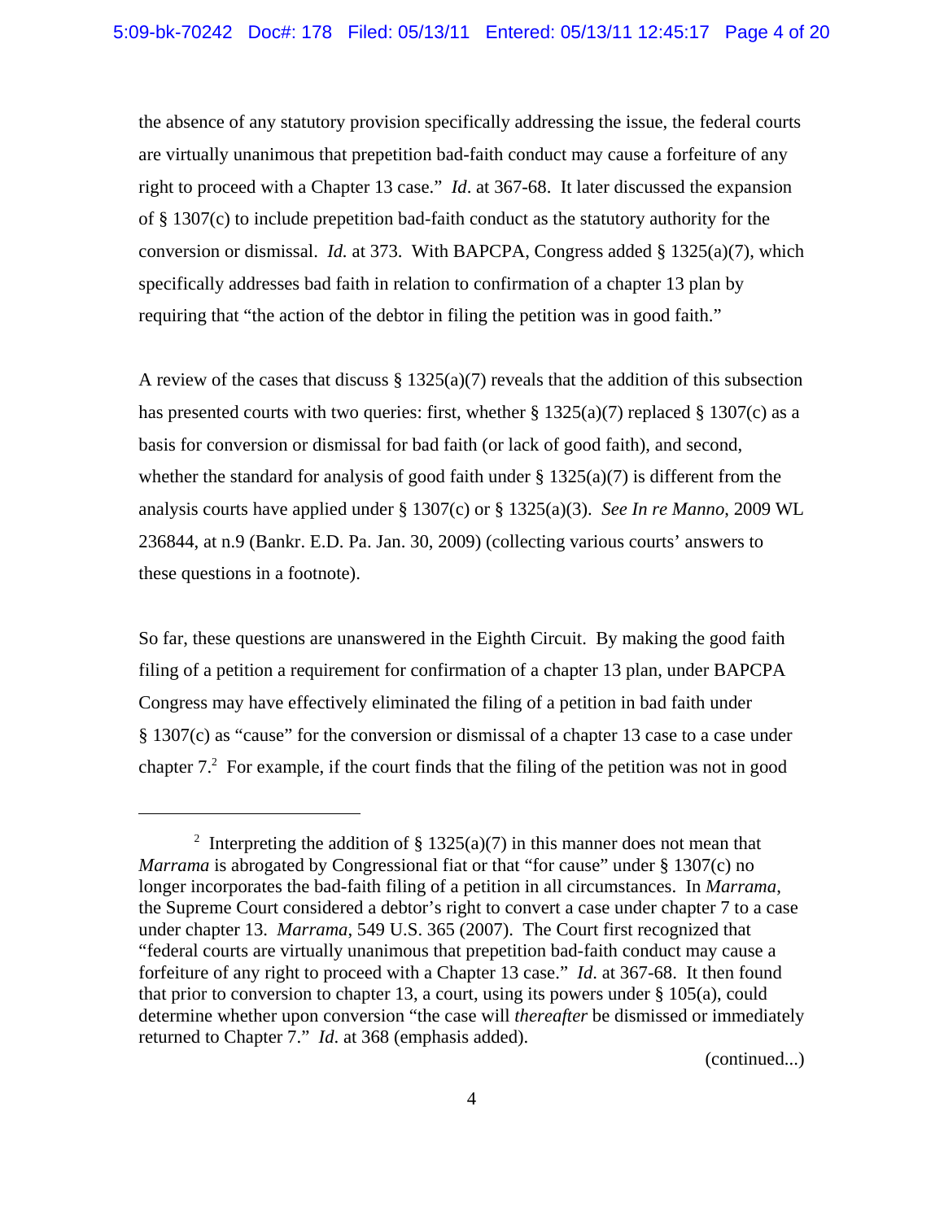the absence of any statutory provision specifically addressing the issue, the federal courts are virtually unanimous that prepetition bad-faith conduct may cause a forfeiture of any right to proceed with a Chapter 13 case." *Id*. at 367-68. It later discussed the expansion of § 1307(c) to include prepetition bad-faith conduct as the statutory authority for the conversion or dismissal. *Id.* at 373. With BAPCPA, Congress added § 1325(a)(7), which specifically addresses bad faith in relation to confirmation of a chapter 13 plan by requiring that "the action of the debtor in filing the petition was in good faith."

A review of the cases that discuss § 1325(a)(7) reveals that the addition of this subsection has presented courts with two queries: first, whether § 1325(a)(7) replaced § 1307(c) as a basis for conversion or dismissal for bad faith (or lack of good faith), and second, whether the standard for analysis of good faith under § 1325(a)(7) is different from the analysis courts have applied under § 1307(c) or § 1325(a)(3). *See In re Manno*, 2009 WL 236844, at n.9 (Bankr. E.D. Pa. Jan. 30, 2009) (collecting various courts' answers to these questions in a footnote).

So far, these questions are unanswered in the Eighth Circuit. By making the good faith filing of a petition a requirement for confirmation of a chapter 13 plan, under BAPCPA Congress may have effectively eliminated the filing of a petition in bad faith under § 1307(c) as "cause" for the conversion or dismissal of a chapter 13 case to a case under chapter 7.[2] For example, if the court finds that the filing of the petition was not in good

---

[2] Interpreting the addition of § 1325(a)(7) in this manner does not mean that *Marrama* is abrogated by Congressional fiat or that "for cause" under § 1307(c) no longer incorporates the bad-faith filing of a petition in all circumstances. In *Marrama*, the Supreme Court considered a debtor's right to convert a case under chapter 7 to a case under chapter 13. *Marrama*, 549 U.S. 365 (2007). The Court first recognized that "federal courts are virtually unanimous that prepetition bad-faith conduct may cause a forfeiture of any right to proceed with a Chapter 13 case." *Id.* at 367-68. It then found that prior to conversion to chapter 13, a court, using its powers under § 105(a), could determine whether upon conversion "the case will *thereafter* be dismissed or immediately returned to Chapter 7." *Id.* at 368 (emphasis added).

(continued...)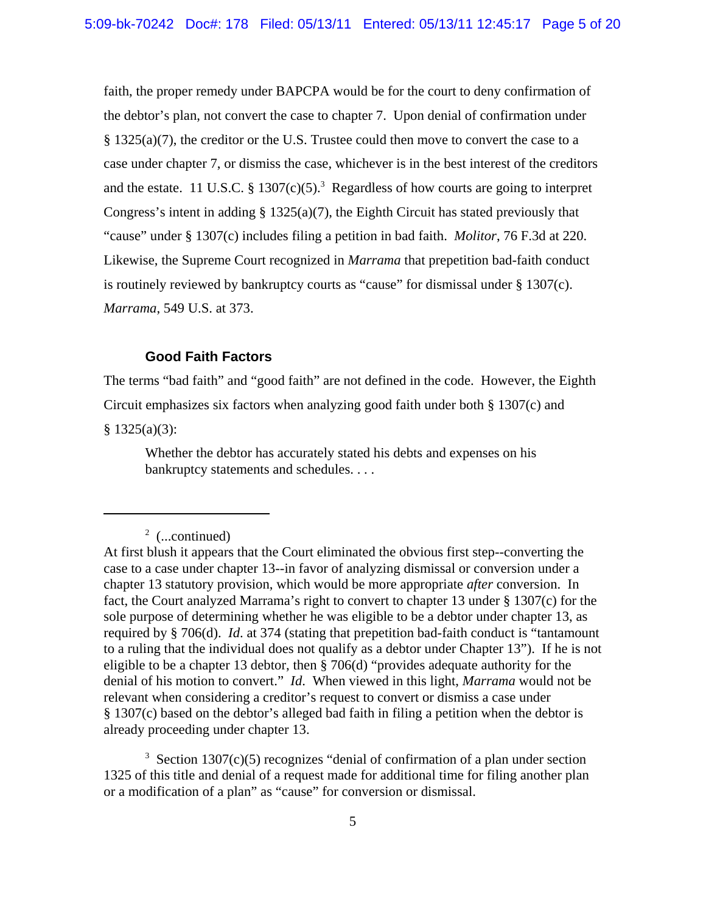faith, the proper remedy under BAPCPA would be for the court to deny confirmation of the debtor's plan, not convert the case to chapter 7. Upon denial of confirmation under § 1325(a)(7), the creditor or the U.S. Trustee could then move to convert the case to a case under chapter 7, or dismiss the case, whichever is in the best interest of the creditors and the estate. 11 U.S.C. § 1307(c)(5).[3] Regardless of how courts are going to interpret Congress's intent in adding § 1325(a)(7), the Eighth Circuit has stated previously that "cause" under § 1307(c) includes filing a petition in bad faith. *Molitor*, 76 F.3d at 220. Likewise, the Supreme Court recognized in *Marrama* that prepetition bad-faith conduct is routinely reviewed by bankruptcy courts as "cause" for dismissal under § 1307(c). *Marrama*, 549 U.S. at 373.

### Good Faith Factors

The terms "bad faith" and "good faith" are not defined in the code. However, the Eighth Circuit emphasizes six factors when analyzing good faith under both § 1307(c) and § 1325(a)(3):

> Whether the debtor has accurately stated his debts and expenses on his bankruptcy statements and schedules. . . .

---

[2] (...continued)
At first blush it appears that the Court eliminated the obvious first step--converting the case to a case under chapter 13--in favor of analyzing dismissal or conversion under a chapter 13 statutory provision, which would be more appropriate *after* conversion. In fact, the Court analyzed Marrama's right to convert to chapter 13 under § 1307(c) for the sole purpose of determining whether he was eligible to be a debtor under chapter 13, as required by § 706(d). *Id*. at 374 (stating that prepetition bad-faith conduct is "tantamount to a ruling that the individual does not qualify as a debtor under Chapter 13"). If he is not eligible to be a chapter 13 debtor, then § 706(d) "provides adequate authority for the denial of his motion to convert." *Id*. When viewed in this light, *Marrama* would not be relevant when considering a creditor's request to convert or dismiss a case under § 1307(c) based on the debtor's alleged bad faith in filing a petition when the debtor is already proceeding under chapter 13.

[3] Section 1307(c)(5) recognizes "denial of confirmation of a plan under section 1325 of this title and denial of a request made for additional time for filing another plan or a modification of a plan" as "cause" for conversion or dismissal.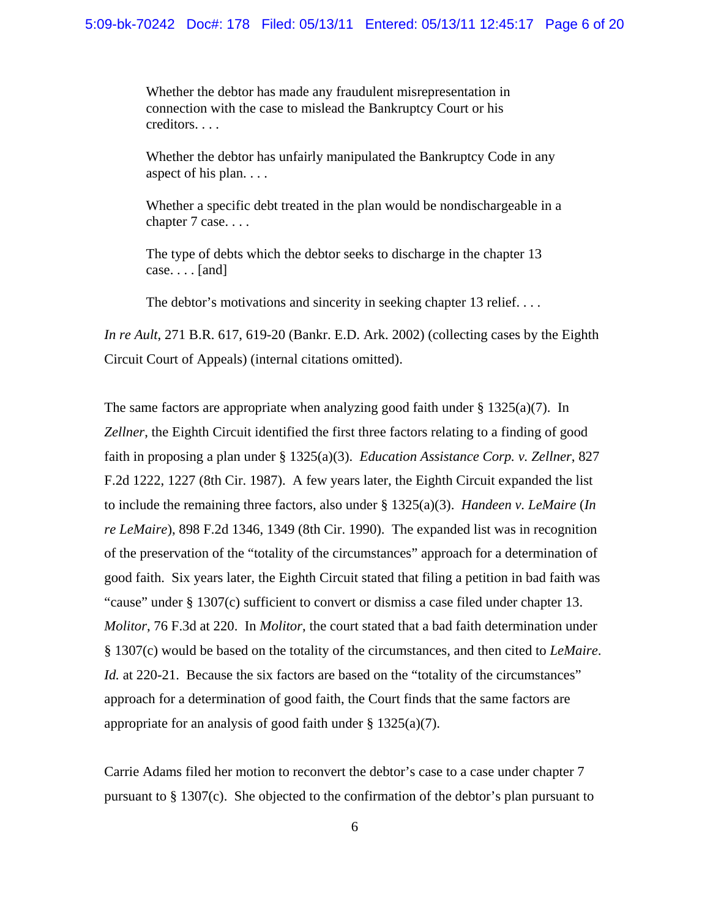> Whether the debtor has made any fraudulent misrepresentation in connection with the case to mislead the Bankruptcy Court or his creditors. . . .
>
> Whether the debtor has unfairly manipulated the Bankruptcy Code in any aspect of his plan. . . .
>
> Whether a specific debt treated in the plan would be nondischargeable in a chapter 7 case. . . .
>
> The type of debts which the debtor seeks to discharge in the chapter 13 case. . . . [and]
>
> The debtor's motivations and sincerity in seeking chapter 13 relief. . . .

*In re Ault*, 271 B.R. 617, 619-20 (Bankr. E.D. Ark. 2002) (collecting cases by the Eighth Circuit Court of Appeals) (internal citations omitted).

The same factors are appropriate when analyzing good faith under § 1325(a)(7). In *Zellner*, the Eighth Circuit identified the first three factors relating to a finding of good faith in proposing a plan under § 1325(a)(3). *Education Assistance Corp. v. Zellner*, 827 F.2d 1222, 1227 (8th Cir. 1987). A few years later, the Eighth Circuit expanded the list to include the remaining three factors, also under § 1325(a)(3). *Handeen v. LeMaire* (*In re LeMaire*), 898 F.2d 1346, 1349 (8th Cir. 1990). The expanded list was in recognition of the preservation of the "totality of the circumstances" approach for a determination of good faith. Six years later, the Eighth Circuit stated that filing a petition in bad faith was "cause" under § 1307(c) sufficient to convert or dismiss a case filed under chapter 13. *Molitor*, 76 F.3d at 220. In *Molitor*, the court stated that a bad faith determination under § 1307(c) would be based on the totality of the circumstances, and then cited to *LeMaire*. *Id.* at 220-21. Because the six factors are based on the "totality of the circumstances" approach for a determination of good faith, the Court finds that the same factors are appropriate for an analysis of good faith under § 1325(a)(7).

Carrie Adams filed her motion to reconvert the debtor's case to a case under chapter 7 pursuant to § 1307(c). She objected to the confirmation of the debtor's plan pursuant to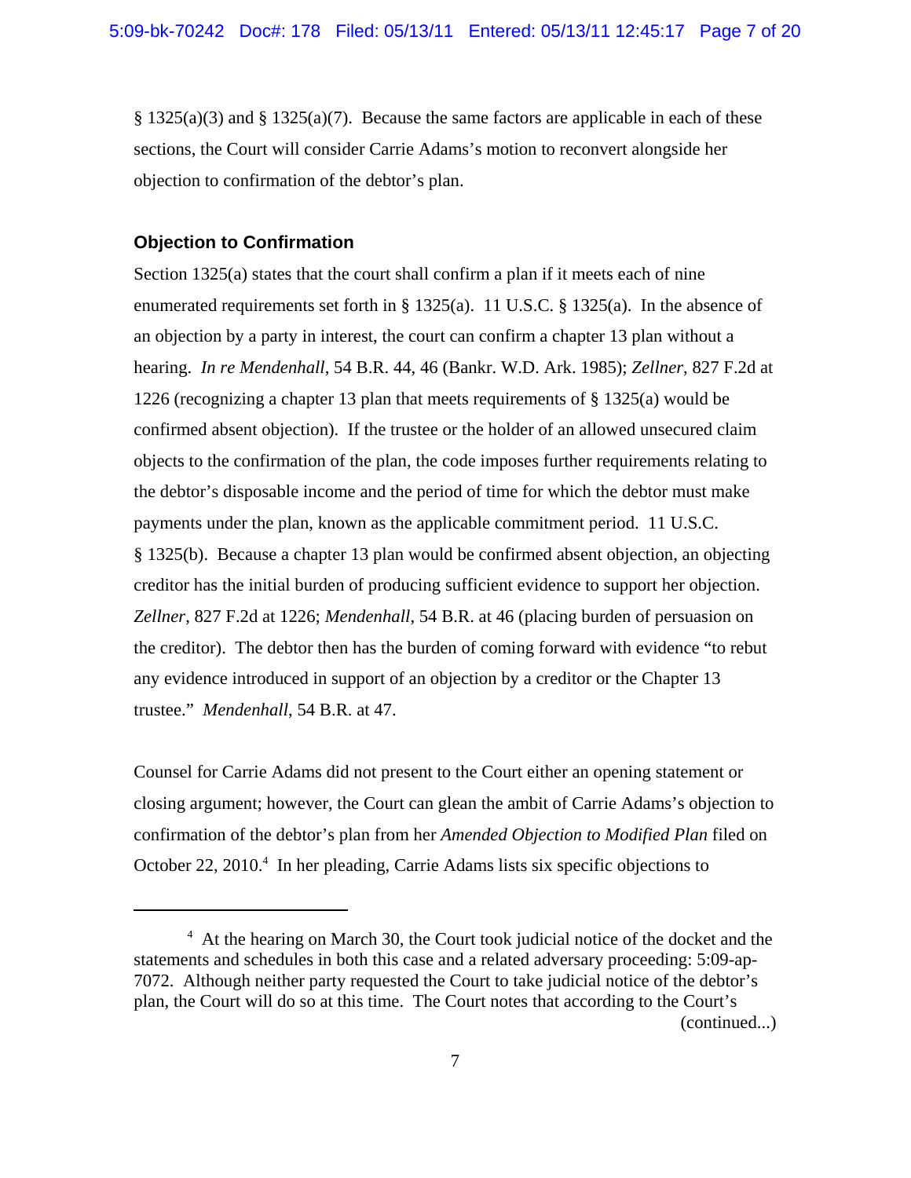§ 1325(a)(3) and § 1325(a)(7). Because the same factors are applicable in each of these sections, the Court will consider Carrie Adams's motion to reconvert alongside her objection to confirmation of the debtor's plan.

**Objection to Confirmation**

Section 1325(a) states that the court shall confirm a plan if it meets each of nine enumerated requirements set forth in § 1325(a). 11 U.S.C. § 1325(a). In the absence of an objection by a party in interest, the court can confirm a chapter 13 plan without a hearing. *In re Mendenhall*, 54 B.R. 44, 46 (Bankr. W.D. Ark. 1985); *Zellner*, 827 F.2d at 1226 (recognizing a chapter 13 plan that meets requirements of § 1325(a) would be confirmed absent objection). If the trustee or the holder of an allowed unsecured claim objects to the confirmation of the plan, the code imposes further requirements relating to the debtor's disposable income and the period of time for which the debtor must make payments under the plan, known as the applicable commitment period. 11 U.S.C. § 1325(b). Because a chapter 13 plan would be confirmed absent objection, an objecting creditor has the initial burden of producing sufficient evidence to support her objection. *Zellner*, 827 F.2d at 1226; *Mendenhall*, 54 B.R. at 46 (placing burden of persuasion on the creditor). The debtor then has the burden of coming forward with evidence "to rebut any evidence introduced in support of an objection by a creditor or the Chapter 13 trustee." *Mendenhall*, 54 B.R. at 47.

Counsel for Carrie Adams did not present to the Court either an opening statement or closing argument; however, the Court can glean the ambit of Carrie Adams's objection to confirmation of the debtor's plan from her *Amended Objection to Modified Plan* filed on October 22, 2010.[4] In her pleading, Carrie Adams lists six specific objections to

[4] At the hearing on March 30, the Court took judicial notice of the docket and the statements and schedules in both this case and a related adversary proceeding: 5:09-ap-7072. Although neither party requested the Court to take judicial notice of the debtor's plan, the Court will do so at this time. The Court notes that according to the Court's (continued...)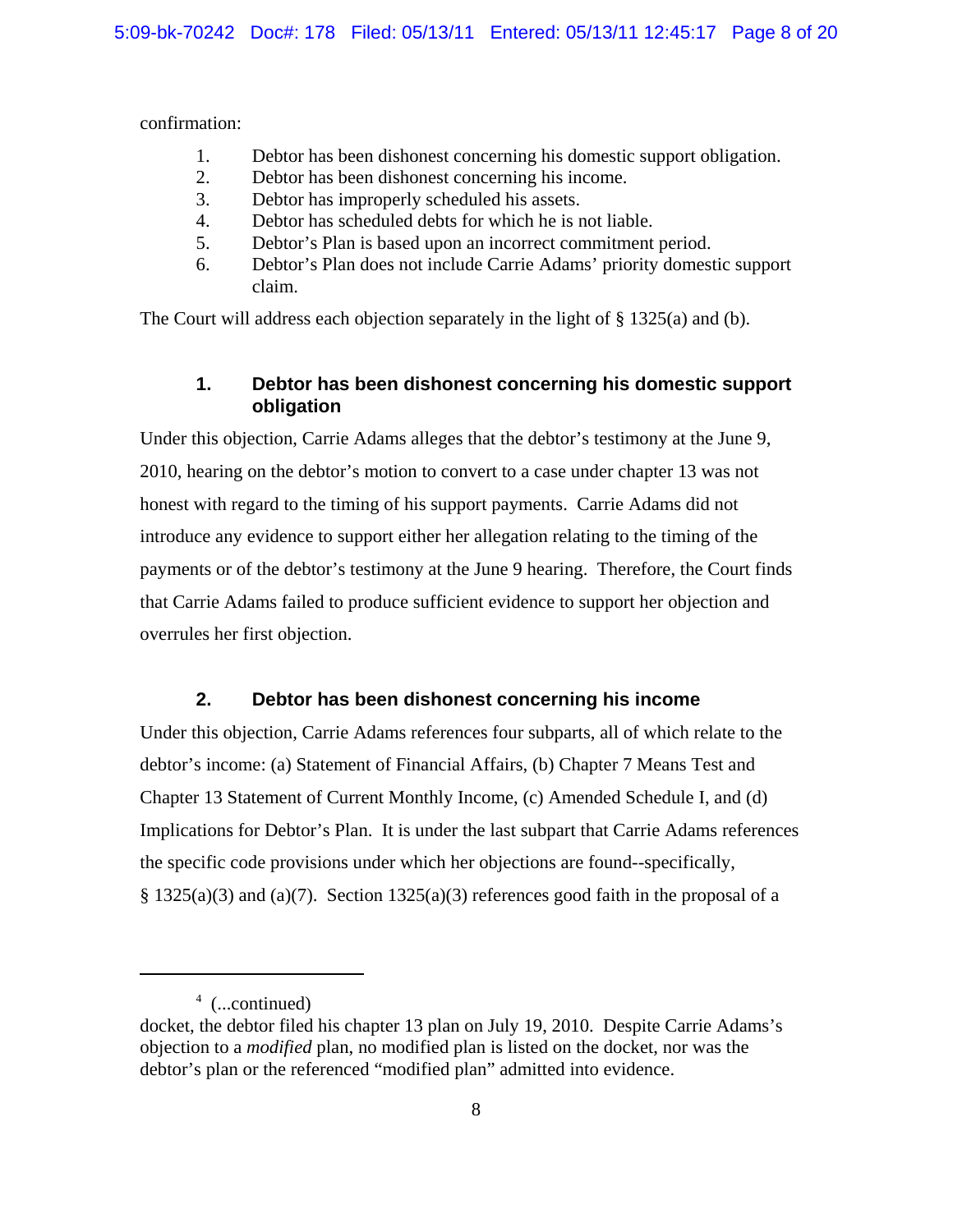confirmation:

1. Debtor has been dishonest concerning his domestic support obligation.
2. Debtor has been dishonest concerning his income.
3. Debtor has improperly scheduled his assets.
4. Debtor has scheduled debts for which he is not liable.
5. Debtor's Plan is based upon an incorrect commitment period.
6. Debtor's Plan does not include Carrie Adams' priority domestic support claim.

The Court will address each objection separately in the light of § 1325(a) and (b).

### 1. Debtor has been dishonest concerning his domestic support obligation

Under this objection, Carrie Adams alleges that the debtor's testimony at the June 9, 2010, hearing on the debtor's motion to convert to a case under chapter 13 was not honest with regard to the timing of his support payments. Carrie Adams did not introduce any evidence to support either her allegation relating to the timing of the payments or of the debtor's testimony at the June 9 hearing. Therefore, the Court finds that Carrie Adams failed to produce sufficient evidence to support her objection and overrules her first objection.

### 2. Debtor has been dishonest concerning his income

Under this objection, Carrie Adams references four subparts, all of which relate to the debtor's income: (a) Statement of Financial Affairs, (b) Chapter 7 Means Test and Chapter 13 Statement of Current Monthly Income, (c) Amended Schedule I, and (d) Implications for Debtor's Plan. It is under the last subpart that Carrie Adams references the specific code provisions under which her objections are found--specifically, § 1325(a)(3) and (a)(7). Section 1325(a)(3) references good faith in the proposal of a

---

[4] (...continued)
docket, the debtor filed his chapter 13 plan on July 19, 2010. Despite Carrie Adams's objection to a *modified* plan, no modified plan is listed on the docket, nor was the debtor's plan or the referenced "modified plan" admitted into evidence.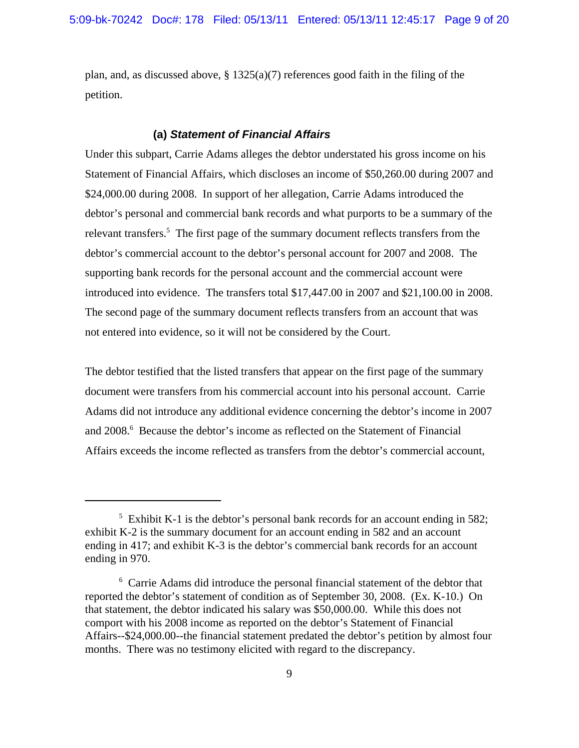plan, and, as discussed above, § 1325(a)(7) references good faith in the filing of the petition.

#### (a) *Statement of Financial Affairs*

Under this subpart, Carrie Adams alleges the debtor understated his gross income on his Statement of Financial Affairs, which discloses an income of $50,260.00 during 2007 and $24,000.00 during 2008. In support of her allegation, Carrie Adams introduced the debtor's personal and commercial bank records and what purports to be a summary of the relevant transfers.[5] The first page of the summary document reflects transfers from the debtor's commercial account to the debtor's personal account for 2007 and 2008. The supporting bank records for the personal account and the commercial account were introduced into evidence. The transfers total $17,447.00 in 2007 and $21,100.00 in 2008. The second page of the summary document reflects transfers from an account that was not entered into evidence, so it will not be considered by the Court.

The debtor testified that the listed transfers that appear on the first page of the summary document were transfers from his commercial account into his personal account. Carrie Adams did not introduce any additional evidence concerning the debtor's income in 2007 and 2008.[6] Because the debtor's income as reflected on the Statement of Financial Affairs exceeds the income reflected as transfers from the debtor's commercial account,

---

[5] Exhibit K-1 is the debtor's personal bank records for an account ending in 582; exhibit K-2 is the summary document for an account ending in 582 and an account ending in 417; and exhibit K-3 is the debtor's commercial bank records for an account ending in 970.

[6] Carrie Adams did introduce the personal financial statement of the debtor that reported the debtor's statement of condition as of September 30, 2008. (Ex. K-10.) On that statement, the debtor indicated his salary was $50,000.00. While this does not comport with his 2008 income as reported on the debtor's Statement of Financial Affairs--$24,000.00--the financial statement predated the debtor's petition by almost four months. There was no testimony elicited with regard to the discrepancy.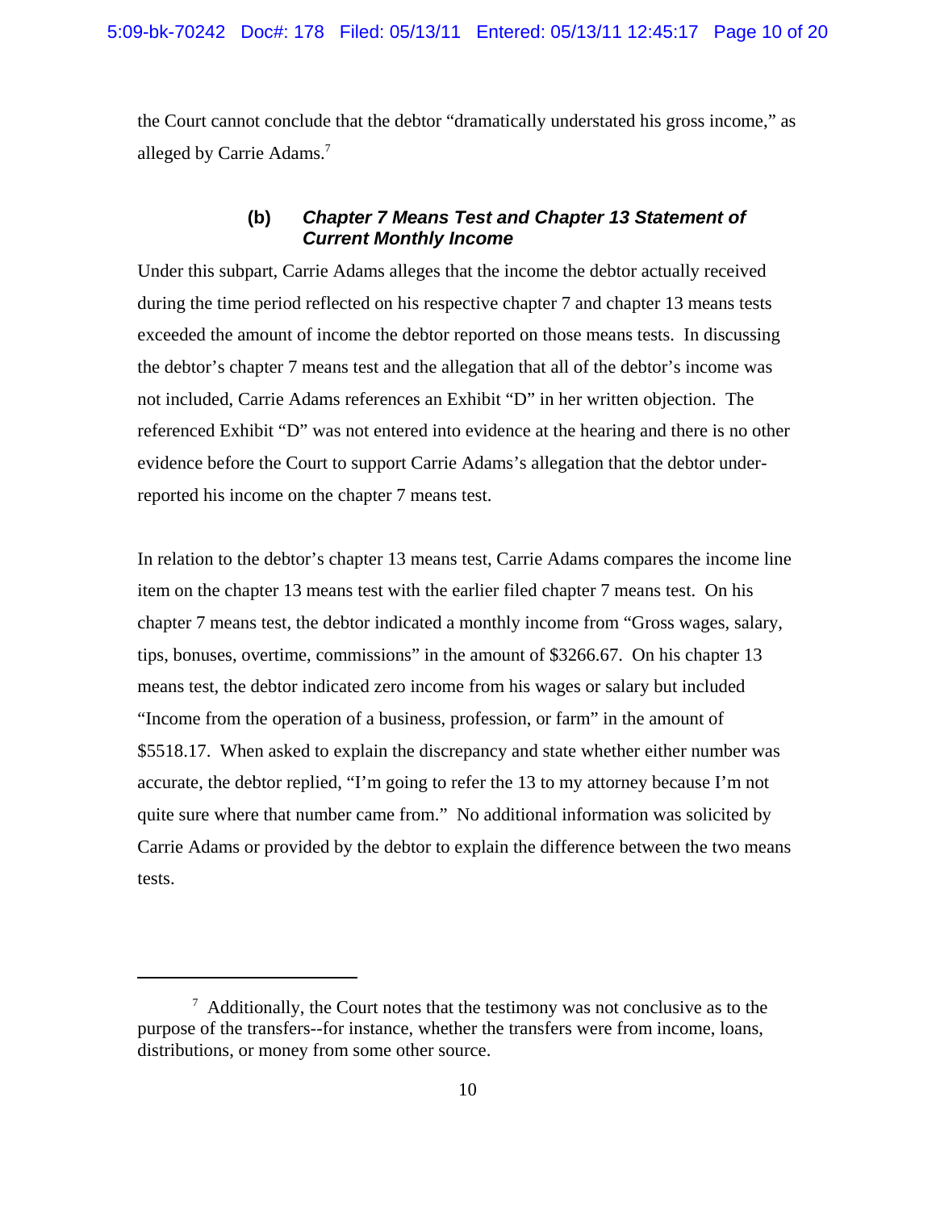the Court cannot conclude that the debtor "dramatically understated his gross income," as alleged by Carrie Adams.[7]

### (b) *Chapter 7 Means Test and Chapter 13 Statement of Current Monthly Income*

Under this subpart, Carrie Adams alleges that the income the debtor actually received during the time period reflected on his respective chapter 7 and chapter 13 means tests exceeded the amount of income the debtor reported on those means tests. In discussing the debtor's chapter 7 means test and the allegation that all of the debtor's income was not included, Carrie Adams references an Exhibit "D" in her written objection. The referenced Exhibit "D" was not entered into evidence at the hearing and there is no other evidence before the Court to support Carrie Adams's allegation that the debtor under-reported his income on the chapter 7 means test.

In relation to the debtor's chapter 13 means test, Carrie Adams compares the income line item on the chapter 13 means test with the earlier filed chapter 7 means test. On his chapter 7 means test, the debtor indicated a monthly income from "Gross wages, salary, tips, bonuses, overtime, commissions" in the amount of $3266.67. On his chapter 13 means test, the debtor indicated zero income from his wages or salary but included "Income from the operation of a business, profession, or farm" in the amount of $5518.17. When asked to explain the discrepancy and state whether either number was accurate, the debtor replied, "I'm going to refer the 13 to my attorney because I'm not quite sure where that number came from." No additional information was solicited by Carrie Adams or provided by the debtor to explain the difference between the two means tests.

---

[7] Additionally, the Court notes that the testimony was not conclusive as to the purpose of the transfers--for instance, whether the transfers were from income, loans, distributions, or money from some other source.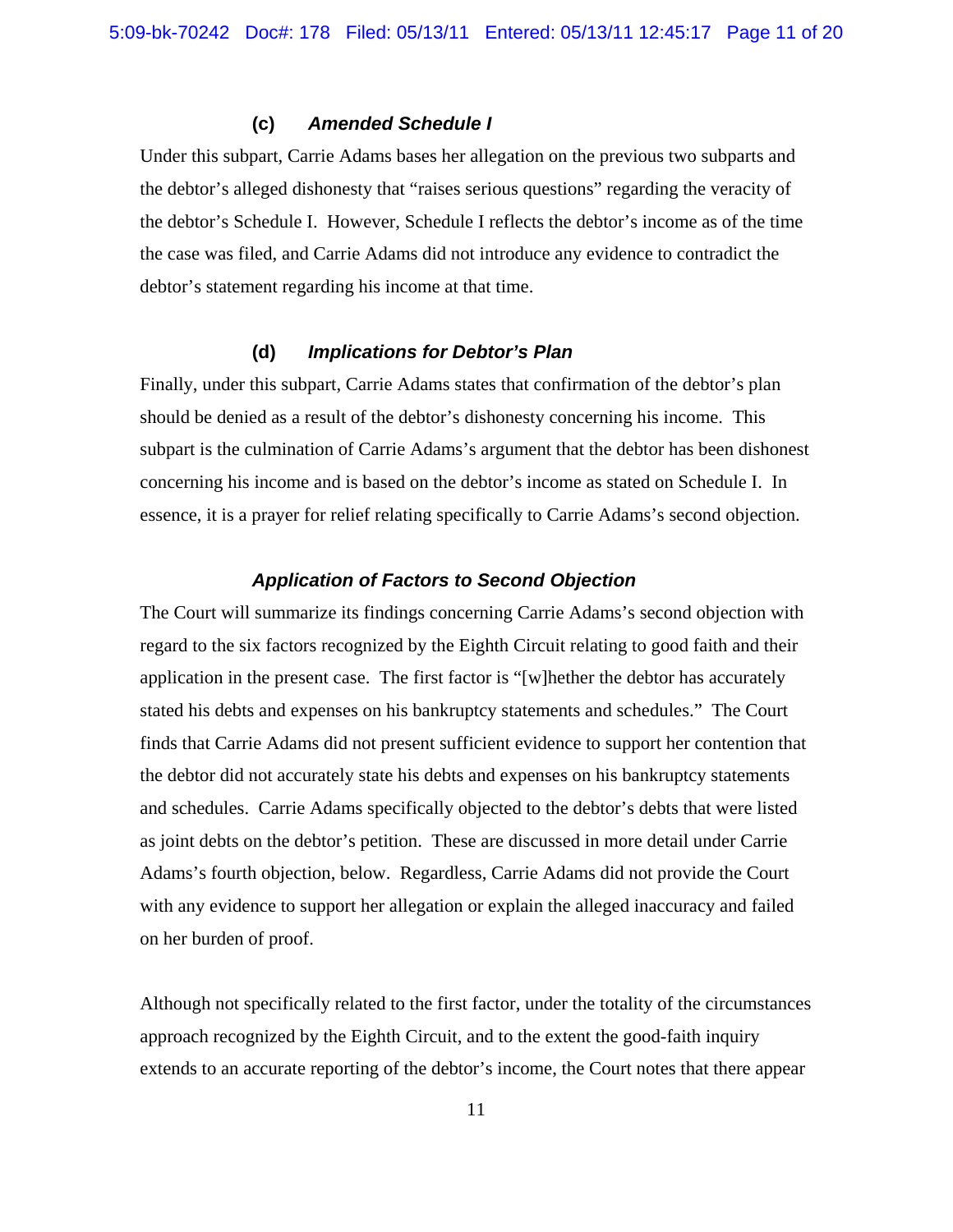#### (c) *Amended Schedule I*

Under this subpart, Carrie Adams bases her allegation on the previous two subparts and the debtor's alleged dishonesty that "raises serious questions" regarding the veracity of the debtor's Schedule I. However, Schedule I reflects the debtor's income as of the time the case was filed, and Carrie Adams did not introduce any evidence to contradict the debtor's statement regarding his income at that time.

#### (d) *Implications for Debtor's Plan*

Finally, under this subpart, Carrie Adams states that confirmation of the debtor's plan should be denied as a result of the debtor's dishonesty concerning his income. This subpart is the culmination of Carrie Adams's argument that the debtor has been dishonest concerning his income and is based on the debtor's income as stated on Schedule I. In essence, it is a prayer for relief relating specifically to Carrie Adams's second objection.

#### *Application of Factors to Second Objection*

The Court will summarize its findings concerning Carrie Adams's second objection with regard to the six factors recognized by the Eighth Circuit relating to good faith and their application in the present case. The first factor is "[w]hether the debtor has accurately stated his debts and expenses on his bankruptcy statements and schedules." The Court finds that Carrie Adams did not present sufficient evidence to support her contention that the debtor did not accurately state his debts and expenses on his bankruptcy statements and schedules. Carrie Adams specifically objected to the debtor's debts that were listed as joint debts on the debtor's petition. These are discussed in more detail under Carrie Adams's fourth objection, below. Regardless, Carrie Adams did not provide the Court with any evidence to support her allegation or explain the alleged inaccuracy and failed on her burden of proof.

Although not specifically related to the first factor, under the totality of the circumstances approach recognized by the Eighth Circuit, and to the extent the good-faith inquiry extends to an accurate reporting of the debtor's income, the Court notes that there appear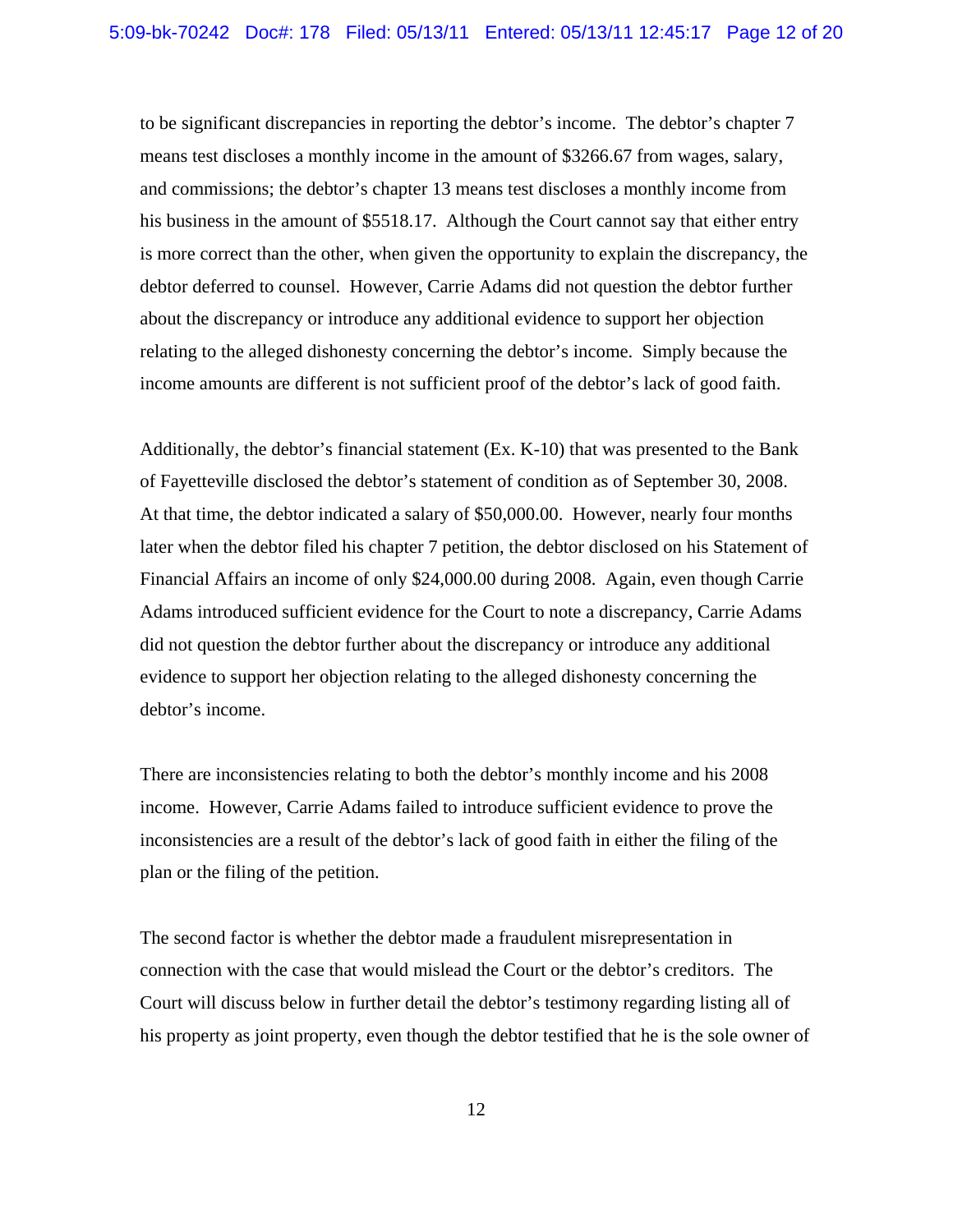to be significant discrepancies in reporting the debtor's income. The debtor's chapter 7 means test discloses a monthly income in the amount of $3266.67 from wages, salary, and commissions; the debtor's chapter 13 means test discloses a monthly income from his business in the amount of $5518.17. Although the Court cannot say that either entry is more correct than the other, when given the opportunity to explain the discrepancy, the debtor deferred to counsel. However, Carrie Adams did not question the debtor further about the discrepancy or introduce any additional evidence to support her objection relating to the alleged dishonesty concerning the debtor's income. Simply because the income amounts are different is not sufficient proof of the debtor's lack of good faith.

Additionally, the debtor's financial statement (Ex. K-10) that was presented to the Bank of Fayetteville disclosed the debtor's statement of condition as of September 30, 2008. At that time, the debtor indicated a salary of $50,000.00. However, nearly four months later when the debtor filed his chapter 7 petition, the debtor disclosed on his Statement of Financial Affairs an income of only $24,000.00 during 2008. Again, even though Carrie Adams introduced sufficient evidence for the Court to note a discrepancy, Carrie Adams did not question the debtor further about the discrepancy or introduce any additional evidence to support her objection relating to the alleged dishonesty concerning the debtor's income.

There are inconsistencies relating to both the debtor's monthly income and his 2008 income. However, Carrie Adams failed to introduce sufficient evidence to prove the inconsistencies are a result of the debtor's lack of good faith in either the filing of the plan or the filing of the petition.

The second factor is whether the debtor made a fraudulent misrepresentation in connection with the case that would mislead the Court or the debtor's creditors. The Court will discuss below in further detail the debtor's testimony regarding listing all of his property as joint property, even though the debtor testified that he is the sole owner of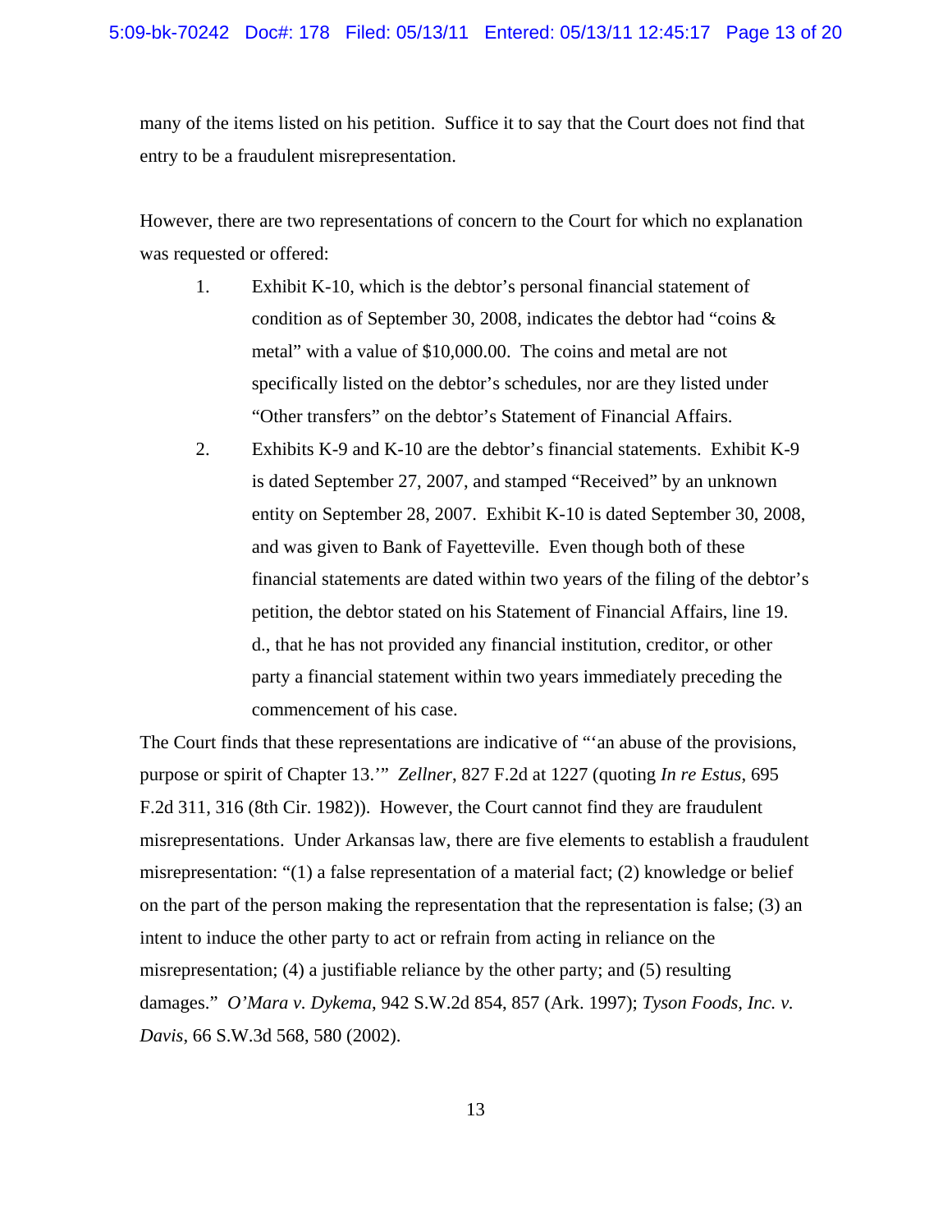many of the items listed on his petition. Suffice it to say that the Court does not find that entry to be a fraudulent misrepresentation.

However, there are two representations of concern to the Court for which no explanation was requested or offered:

1. Exhibit K-10, which is the debtor's personal financial statement of condition as of September 30, 2008, indicates the debtor had "coins & metal" with a value of $10,000.00. The coins and metal are not specifically listed on the debtor's schedules, nor are they listed under "Other transfers" on the debtor's Statement of Financial Affairs.
2. Exhibits K-9 and K-10 are the debtor's financial statements. Exhibit K-9 is dated September 27, 2007, and stamped "Received" by an unknown entity on September 28, 2007. Exhibit K-10 is dated September 30, 2008, and was given to Bank of Fayetteville. Even though both of these financial statements are dated within two years of the filing of the debtor's petition, the debtor stated on his Statement of Financial Affairs, line 19. d., that he has not provided any financial institution, creditor, or other party a financial statement within two years immediately preceding the commencement of his case.

The Court finds that these representations are indicative of "'an abuse of the provisions, purpose or spirit of Chapter 13.'" *Zellner*, 827 F.2d at 1227 (quoting *In re Estus*, 695 F.2d 311, 316 (8th Cir. 1982)). However, the Court cannot find they are fraudulent misrepresentations. Under Arkansas law, there are five elements to establish a fraudulent misrepresentation: "(1) a false representation of a material fact; (2) knowledge or belief on the part of the person making the representation that the representation is false; (3) an intent to induce the other party to act or refrain from acting in reliance on the misrepresentation; (4) a justifiable reliance by the other party; and (5) resulting damages." *O'Mara v. Dykema*, 942 S.W.2d 854, 857 (Ark. 1997); *Tyson Foods, Inc. v. Davis*, 66 S.W.3d 568, 580 (2002).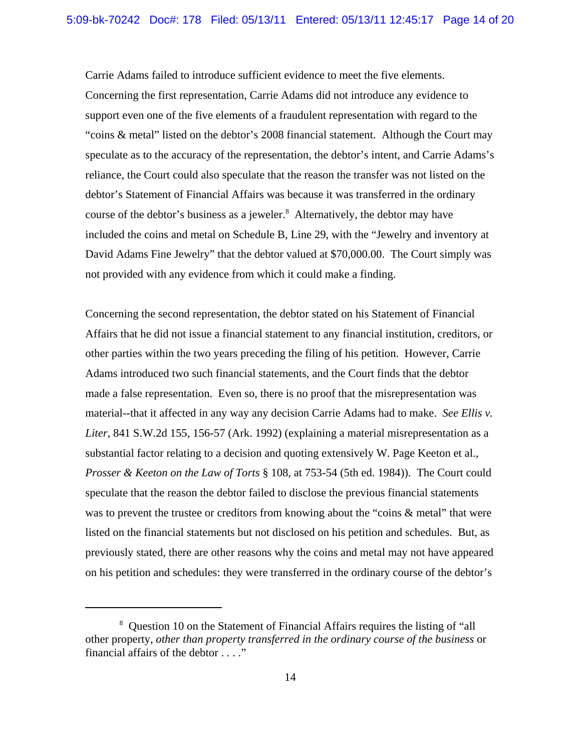Carrie Adams failed to introduce sufficient evidence to meet the five elements. Concerning the first representation, Carrie Adams did not introduce any evidence to support even one of the five elements of a fraudulent representation with regard to the "coins & metal" listed on the debtor's 2008 financial statement. Although the Court may speculate as to the accuracy of the representation, the debtor's intent, and Carrie Adams's reliance, the Court could also speculate that the reason the transfer was not listed on the debtor's Statement of Financial Affairs was because it was transferred in the ordinary course of the debtor's business as a jeweler.[8] Alternatively, the debtor may have included the coins and metal on Schedule B, Line 29, with the "Jewelry and inventory at David Adams Fine Jewelry" that the debtor valued at $70,000.00. The Court simply was not provided with any evidence from which it could make a finding.

Concerning the second representation, the debtor stated on his Statement of Financial Affairs that he did not issue a financial statement to any financial institution, creditors, or other parties within the two years preceding the filing of his petition. However, Carrie Adams introduced two such financial statements, and the Court finds that the debtor made a false representation. Even so, there is no proof that the misrepresentation was material--that it affected in any way any decision Carrie Adams had to make. *See Ellis v. Liter*, 841 S.W.2d 155, 156-57 (Ark. 1992) (explaining a material misrepresentation as a substantial factor relating to a decision and quoting extensively W. Page Keeton et al., *Prosser & Keeton on the Law of Torts* § 108, at 753-54 (5th ed. 1984)). The Court could speculate that the reason the debtor failed to disclose the previous financial statements was to prevent the trustee or creditors from knowing about the "coins & metal" that were listed on the financial statements but not disclosed on his petition and schedules. But, as previously stated, there are other reasons why the coins and metal may not have appeared on his petition and schedules: they were transferred in the ordinary course of the debtor's

---

[8] Question 10 on the Statement of Financial Affairs requires the listing of "all other property, *other than property transferred in the ordinary course of the business* or financial affairs of the debtor . . . ."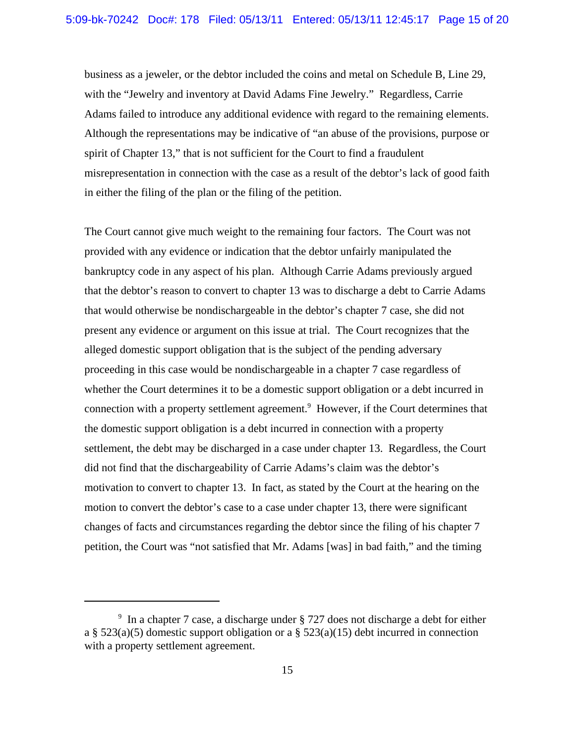business as a jeweler, or the debtor included the coins and metal on Schedule B, Line 29, with the "Jewelry and inventory at David Adams Fine Jewelry." Regardless, Carrie Adams failed to introduce any additional evidence with regard to the remaining elements. Although the representations may be indicative of "an abuse of the provisions, purpose or spirit of Chapter 13," that is not sufficient for the Court to find a fraudulent misrepresentation in connection with the case as a result of the debtor's lack of good faith in either the filing of the plan or the filing of the petition.

The Court cannot give much weight to the remaining four factors. The Court was not provided with any evidence or indication that the debtor unfairly manipulated the bankruptcy code in any aspect of his plan. Although Carrie Adams previously argued that the debtor's reason to convert to chapter 13 was to discharge a debt to Carrie Adams that would otherwise be nondischargeable in the debtor's chapter 7 case, she did not present any evidence or argument on this issue at trial. The Court recognizes that the alleged domestic support obligation that is the subject of the pending adversary proceeding in this case would be nondischargeable in a chapter 7 case regardless of whether the Court determines it to be a domestic support obligation or a debt incurred in connection with a property settlement agreement.[9] However, if the Court determines that the domestic support obligation is a debt incurred in connection with a property settlement, the debt may be discharged in a case under chapter 13. Regardless, the Court did not find that the dischargeability of Carrie Adams's claim was the debtor's motivation to convert to chapter 13. In fact, as stated by the Court at the hearing on the motion to convert the debtor's case to a case under chapter 13, there were significant changes of facts and circumstances regarding the debtor since the filing of his chapter 7 petition, the Court was "not satisfied that Mr. Adams [was] in bad faith," and the timing

---

[9] In a chapter 7 case, a discharge under § 727 does not discharge a debt for either a § 523(a)(5) domestic support obligation or a § 523(a)(15) debt incurred in connection with a property settlement agreement.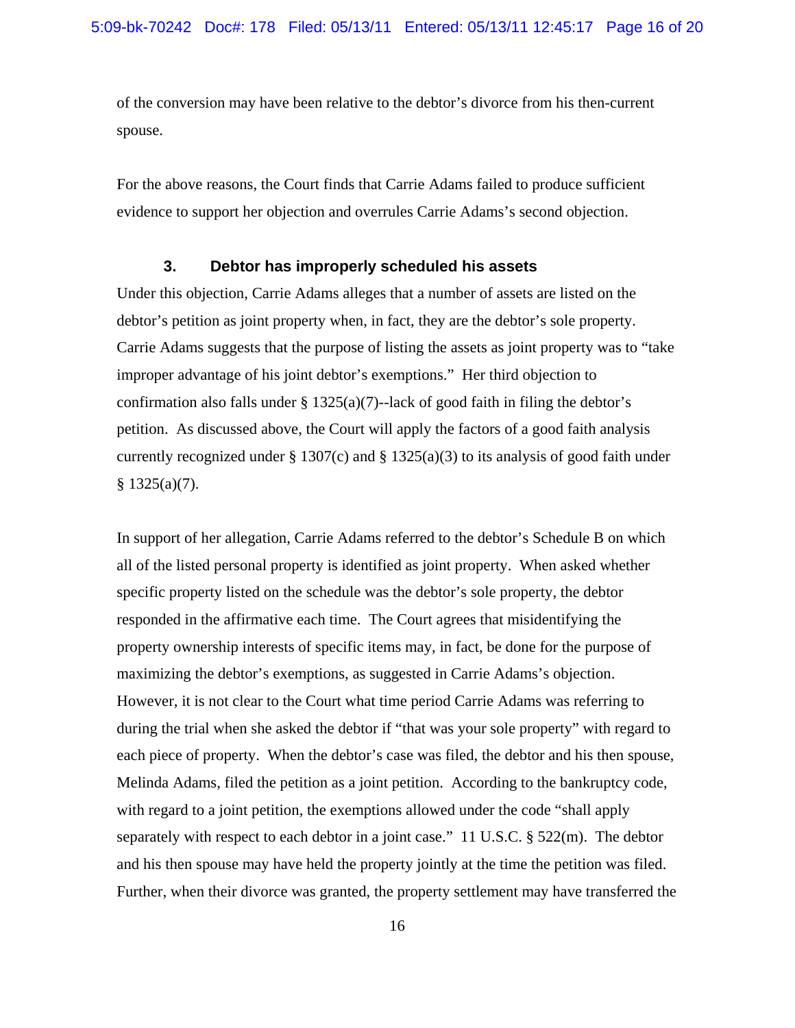of the conversion may have been relative to the debtor's divorce from his then-current spouse.

For the above reasons, the Court finds that Carrie Adams failed to produce sufficient evidence to support her objection and overrules Carrie Adams's second objection.

### 3. Debtor has improperly scheduled his assets

Under this objection, Carrie Adams alleges that a number of assets are listed on the debtor's petition as joint property when, in fact, they are the debtor's sole property. Carrie Adams suggests that the purpose of listing the assets as joint property was to "take improper advantage of his joint debtor's exemptions." Her third objection to confirmation also falls under § 1325(a)(7)--lack of good faith in filing the debtor's petition. As discussed above, the Court will apply the factors of a good faith analysis currently recognized under § 1307(c) and § 1325(a)(3) to its analysis of good faith under § 1325(a)(7).

In support of her allegation, Carrie Adams referred to the debtor's Schedule B on which all of the listed personal property is identified as joint property. When asked whether specific property listed on the schedule was the debtor's sole property, the debtor responded in the affirmative each time. The Court agrees that misidentifying the property ownership interests of specific items may, in fact, be done for the purpose of maximizing the debtor's exemptions, as suggested in Carrie Adams's objection. However, it is not clear to the Court what time period Carrie Adams was referring to during the trial when she asked the debtor if "that was your sole property" with regard to each piece of property. When the debtor's case was filed, the debtor and his then spouse, Melinda Adams, filed the petition as a joint petition. According to the bankruptcy code, with regard to a joint petition, the exemptions allowed under the code "shall apply separately with respect to each debtor in a joint case." 11 U.S.C. § 522(m). The debtor and his then spouse may have held the property jointly at the time the petition was filed. Further, when their divorce was granted, the property settlement may have transferred the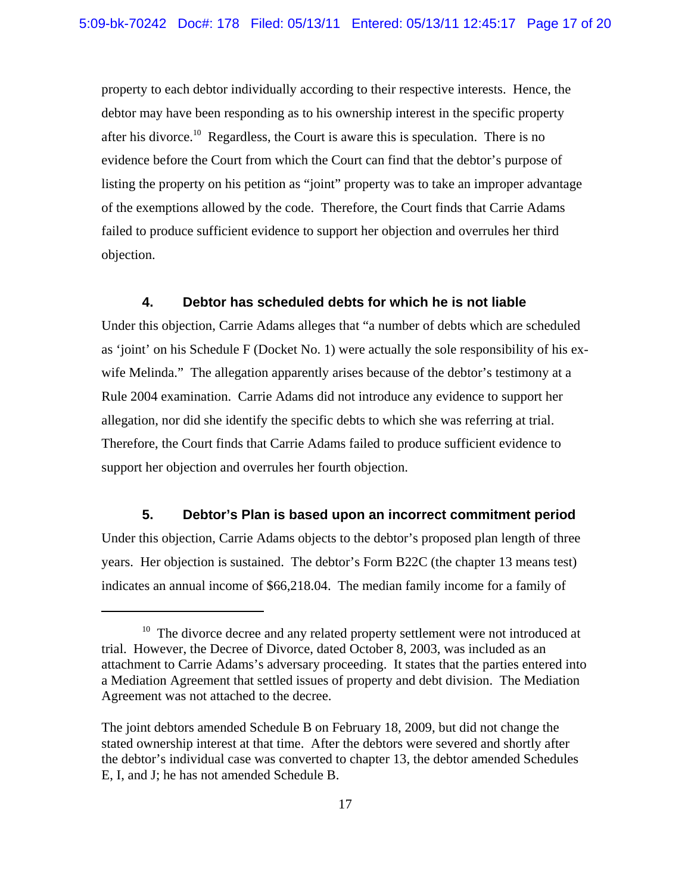property to each debtor individually according to their respective interests. Hence, the debtor may have been responding as to his ownership interest in the specific property after his divorce.[10] Regardless, the Court is aware this is speculation. There is no evidence before the Court from which the Court can find that the debtor's purpose of listing the property on his petition as "joint" property was to take an improper advantage of the exemptions allowed by the code. Therefore, the Court finds that Carrie Adams failed to produce sufficient evidence to support her objection and overrules her third objection.

#### 4. Debtor has scheduled debts for which he is not liable

Under this objection, Carrie Adams alleges that "a number of debts which are scheduled as 'joint' on his Schedule F (Docket No. 1) were actually the sole responsibility of his ex-wife Melinda." The allegation apparently arises because of the debtor's testimony at a Rule 2004 examination. Carrie Adams did not introduce any evidence to support her allegation, nor did she identify the specific debts to which she was referring at trial. Therefore, the Court finds that Carrie Adams failed to produce sufficient evidence to support her objection and overrules her fourth objection.

#### 5. Debtor's Plan is based upon an incorrect commitment period

Under this objection, Carrie Adams objects to the debtor's proposed plan length of three years. Her objection is sustained. The debtor's Form B22C (the chapter 13 means test) indicates an annual income of $66,218.04. The median family income for a family of

---

[10] The divorce decree and any related property settlement were not introduced at trial. However, the Decree of Divorce, dated October 8, 2003, was included as an attachment to Carrie Adams's adversary proceeding. It states that the parties entered into a Mediation Agreement that settled issues of property and debt division. The Mediation Agreement was not attached to the decree.

The joint debtors amended Schedule B on February 18, 2009, but did not change the stated ownership interest at that time. After the debtors were severed and shortly after the debtor's individual case was converted to chapter 13, the debtor amended Schedules E, I, and J; he has not amended Schedule B.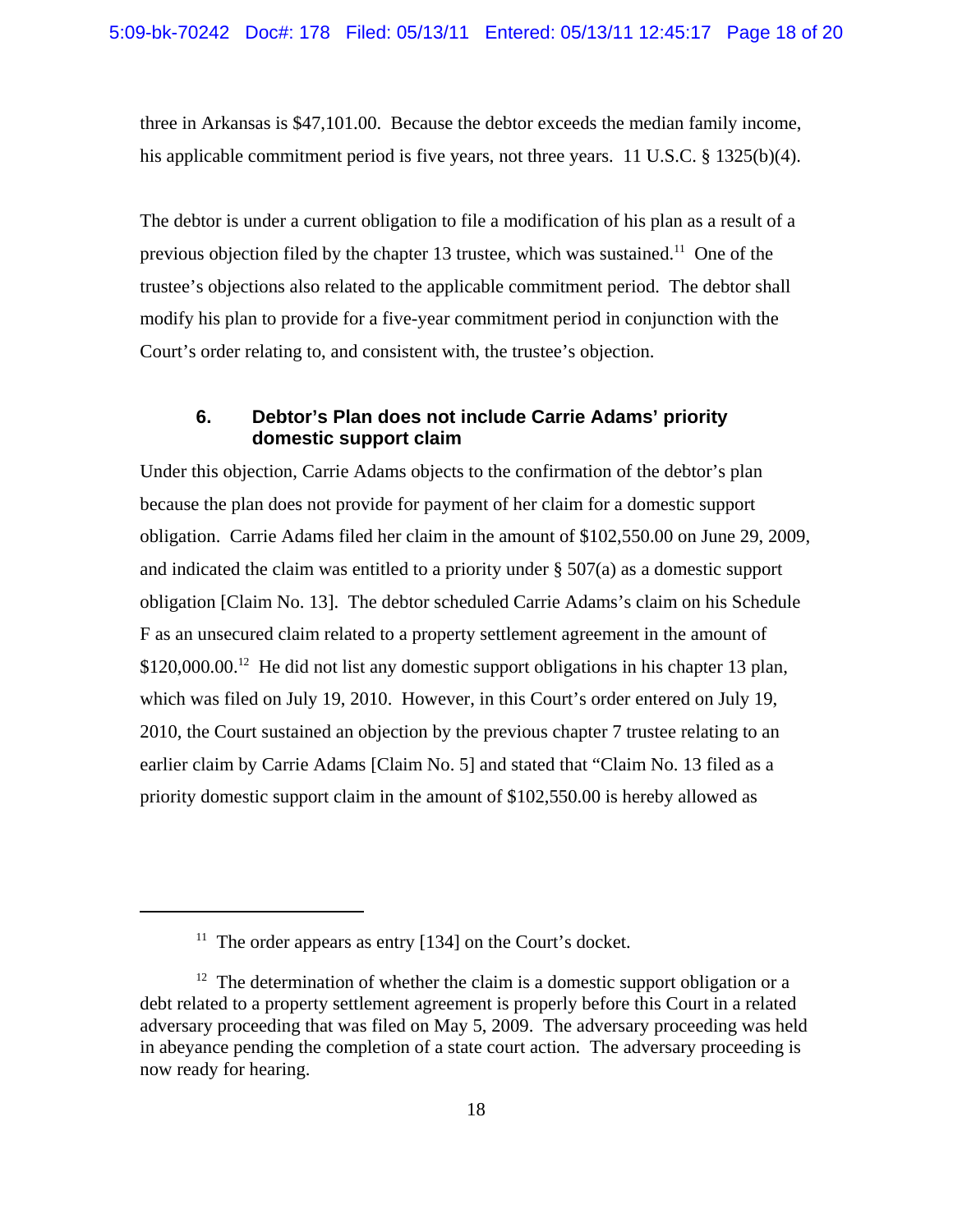three in Arkansas is $47,101.00. Because the debtor exceeds the median family income, his applicable commitment period is five years, not three years. 11 U.S.C. § 1325(b)(4).

The debtor is under a current obligation to file a modification of his plan as a result of a previous objection filed by the chapter 13 trustee, which was sustained.[11] One of the trustee's objections also related to the applicable commitment period. The debtor shall modify his plan to provide for a five-year commitment period in conjunction with the Court's order relating to, and consistent with, the trustee's objection.

### 6. Debtor's Plan does not include Carrie Adams' priority domestic support claim

Under this objection, Carrie Adams objects to the confirmation of the debtor's plan because the plan does not provide for payment of her claim for a domestic support obligation. Carrie Adams filed her claim in the amount of $102,550.00 on June 29, 2009, and indicated the claim was entitled to a priority under § 507(a) as a domestic support obligation [Claim No. 13]. The debtor scheduled Carrie Adams's claim on his Schedule F as an unsecured claim related to a property settlement agreement in the amount of $120,000.00.[12] He did not list any domestic support obligations in his chapter 13 plan, which was filed on July 19, 2010. However, in this Court's order entered on July 19, 2010, the Court sustained an objection by the previous chapter 7 trustee relating to an earlier claim by Carrie Adams [Claim No. 5] and stated that "Claim No. 13 filed as a priority domestic support claim in the amount of $102,550.00 is hereby allowed as

---

[11] The order appears as entry [134] on the Court's docket.

[12] The determination of whether the claim is a domestic support obligation or a debt related to a property settlement agreement is properly before this Court in a related adversary proceeding that was filed on May 5, 2009. The adversary proceeding was held in abeyance pending the completion of a state court action. The adversary proceeding is now ready for hearing.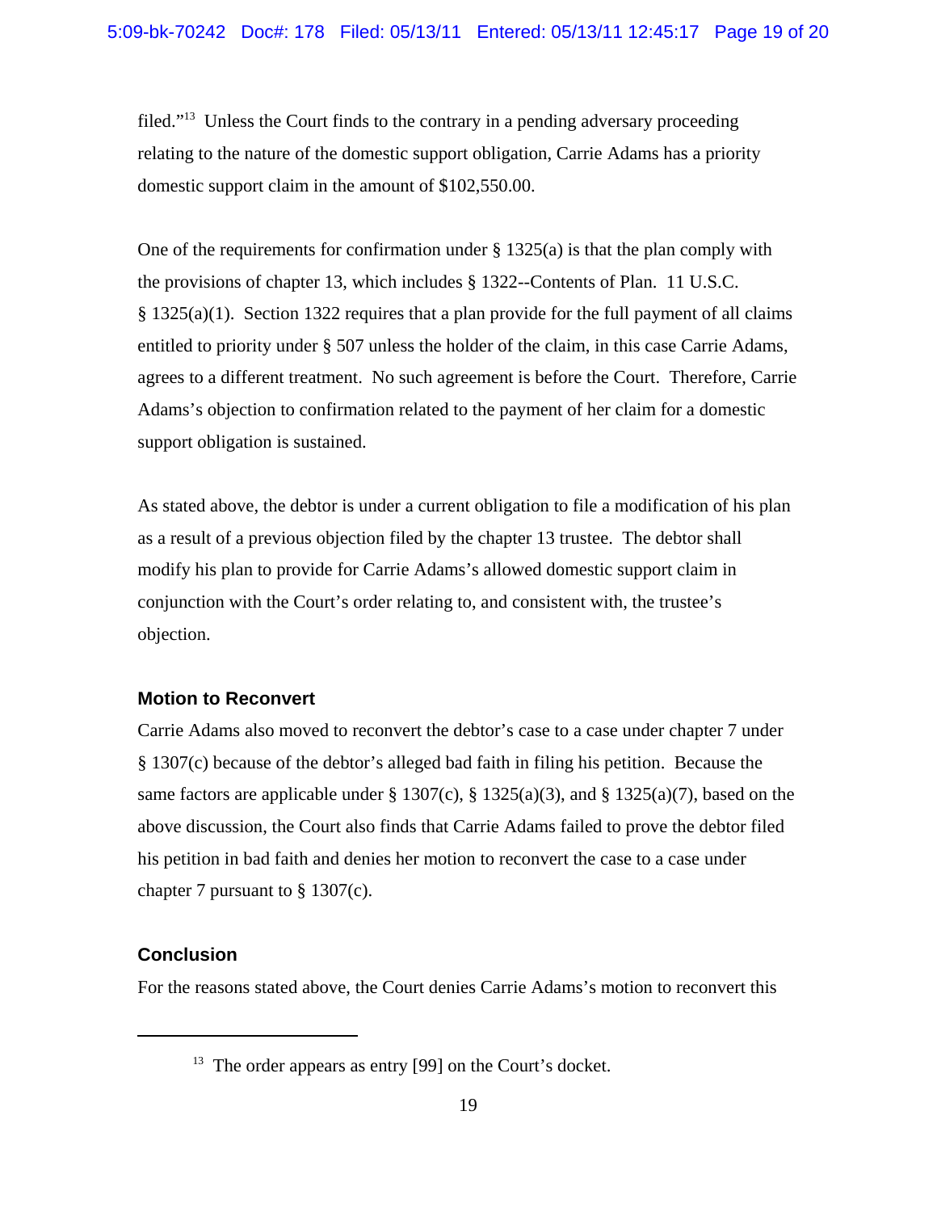filed."[13] Unless the Court finds to the contrary in a pending adversary proceeding relating to the nature of the domestic support obligation, Carrie Adams has a priority domestic support claim in the amount of $102,550.00.

One of the requirements for confirmation under § 1325(a) is that the plan comply with the provisions of chapter 13, which includes § 1322--Contents of Plan. 11 U.S.C. § 1325(a)(1). Section 1322 requires that a plan provide for the full payment of all claims entitled to priority under § 507 unless the holder of the claim, in this case Carrie Adams, agrees to a different treatment. No such agreement is before the Court. Therefore, Carrie Adams's objection to confirmation related to the payment of her claim for a domestic support obligation is sustained.

As stated above, the debtor is under a current obligation to file a modification of his plan as a result of a previous objection filed by the chapter 13 trustee. The debtor shall modify his plan to provide for Carrie Adams's allowed domestic support claim in conjunction with the Court's order relating to, and consistent with, the trustee's objection.

### Motion to Reconvert

Carrie Adams also moved to reconvert the debtor's case to a case under chapter 7 under § 1307(c) because of the debtor's alleged bad faith in filing his petition. Because the same factors are applicable under § 1307(c), § 1325(a)(3), and § 1325(a)(7), based on the above discussion, the Court also finds that Carrie Adams failed to prove the debtor filed his petition in bad faith and denies her motion to reconvert the case to a case under chapter 7 pursuant to § 1307(c).

### Conclusion

For the reasons stated above, the Court denies Carrie Adams's motion to reconvert this

---

[13] The order appears as entry [99] on the Court's docket.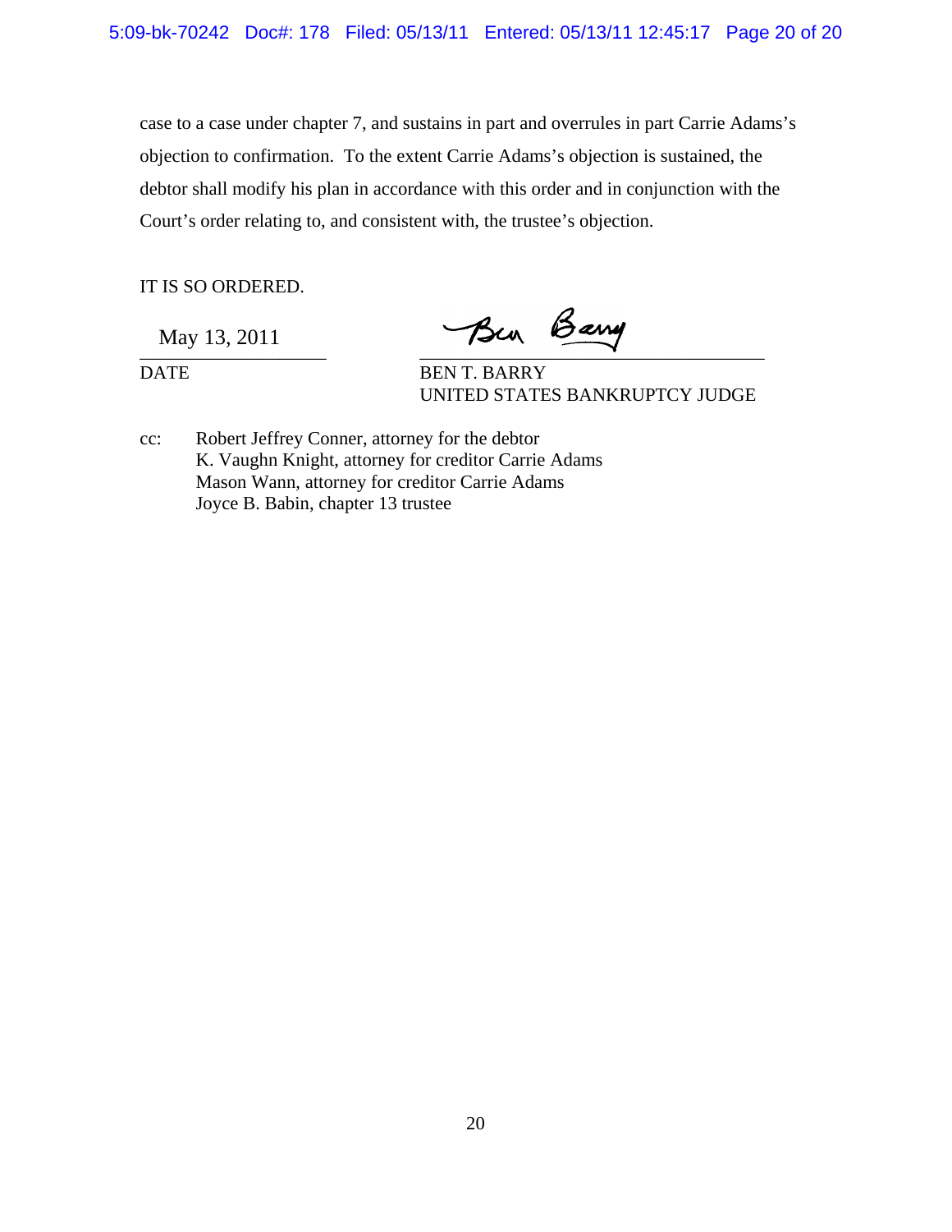case to a case under chapter 7, and sustains in part and overrules in part Carrie Adams's objection to confirmation. To the extent Carrie Adams's objection is sustained, the debtor shall modify his plan in accordance with this order and in conjunction with the Court's order relating to, and consistent with, the trustee's objection.

IT IS SO ORDERED.

May 13, 2011
_______________
DATE

Ben Barry
_______________________________
BEN T. BARRY
UNITED STATES BANKRUPTCY JUDGE

cc: Robert Jeffrey Conner, attorney for the debtor
K. Vaughn Knight, attorney for creditor Carrie Adams
Mason Wann, attorney for creditor Carrie Adams
Joyce B. Babin, chapter 13 trustee